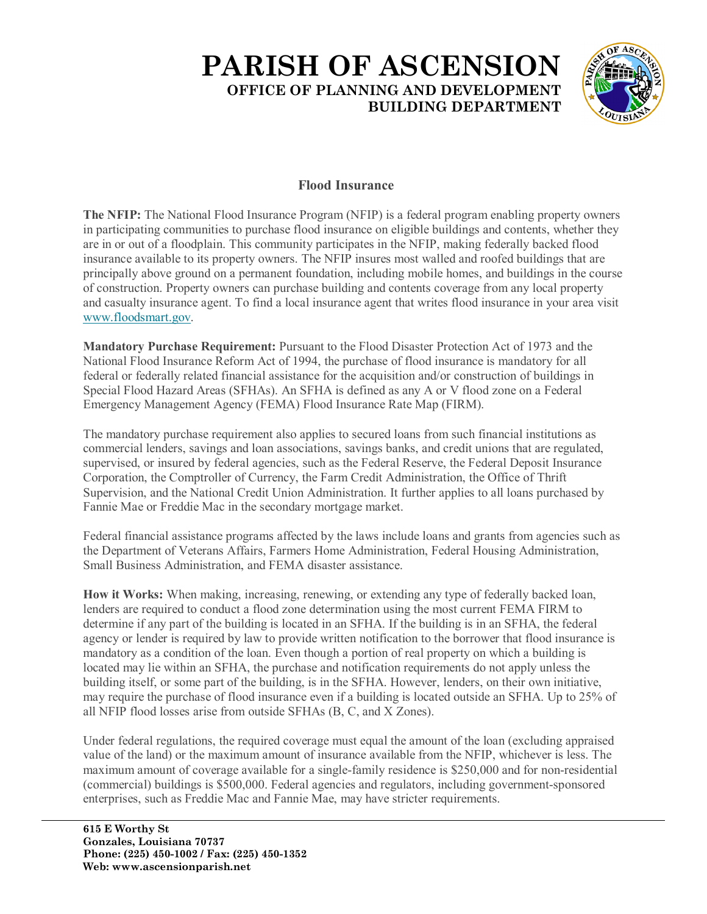# PARISH OF ASCENSION

## OFFICE OF PLANNING AND DEVELOPMENT
## BUILDING DEPARTMENT

### Flood Insurance

**The NFIP:** The National Flood Insurance Program (NFIP) is a federal program enabling property owners in participating communities to purchase flood insurance on eligible buildings and contents, whether they are in or out of a floodplain. This community participates in the NFIP, making federally backed flood insurance available to its property owners. The NFIP insures most walled and roofed buildings that are principally above ground on a permanent foundation, including mobile homes, and buildings in the course of construction. Property owners can purchase building and contents coverage from any local property and casualty insurance agent. To find a local insurance agent that writes flood insurance in your area visit www.floodsmart.gov.

**Mandatory Purchase Requirement:** Pursuant to the Flood Disaster Protection Act of 1973 and the National Flood Insurance Reform Act of 1994, the purchase of flood insurance is mandatory for all federal or federally related financial assistance for the acquisition and/or construction of buildings in Special Flood Hazard Areas (SFHAs). An SFHA is defined as any A or V flood zone on a Federal Emergency Management Agency (FEMA) Flood Insurance Rate Map (FIRM).

The mandatory purchase requirement also applies to secured loans from such financial institutions as commercial lenders, savings and loan associations, savings banks, and credit unions that are regulated, supervised, or insured by federal agencies, such as the Federal Reserve, the Federal Deposit Insurance Corporation, the Comptroller of Currency, the Farm Credit Administration, the Office of Thrift Supervision, and the National Credit Union Administration. It further applies to all loans purchased by Fannie Mae or Freddie Mac in the secondary mortgage market.

Federal financial assistance programs affected by the laws include loans and grants from agencies such as the Department of Veterans Affairs, Farmers Home Administration, Federal Housing Administration, Small Business Administration, and FEMA disaster assistance.

**How it Works:** When making, increasing, renewing, or extending any type of federally backed loan, lenders are required to conduct a flood zone determination using the most current FEMA FIRM to determine if any part of the building is located in an SFHA. If the building is in an SFHA, the federal agency or lender is required by law to provide written notification to the borrower that flood insurance is mandatory as a condition of the loan. Even though a portion of real property on which a building is located may lie within an SFHA, the purchase and notification requirements do not apply unless the building itself, or some part of the building, is in the SFHA. However, lenders, on their own initiative, may require the purchase of flood insurance even if a building is located outside an SFHA. Up to 25% of all NFIP flood losses arise from outside SFHAs (B, C, and X Zones).

Under federal regulations, the required coverage must equal the amount of the loan (excluding appraised value of the land) or the maximum amount of insurance available from the NFIP, whichever is less. The maximum amount of coverage available for a single-family residence is $250,000 and for non-residential (commercial) buildings is $500,000. Federal agencies and regulators, including government-sponsored enterprises, such as Freddie Mac and Fannie Mae, may have stricter requirements.

**615 E Worthy St**
**Gonzales, Louisiana 70737**
**Phone: (225) 450-1002 / Fax: (225) 450-1352**
**Web: www.ascensionparish.net**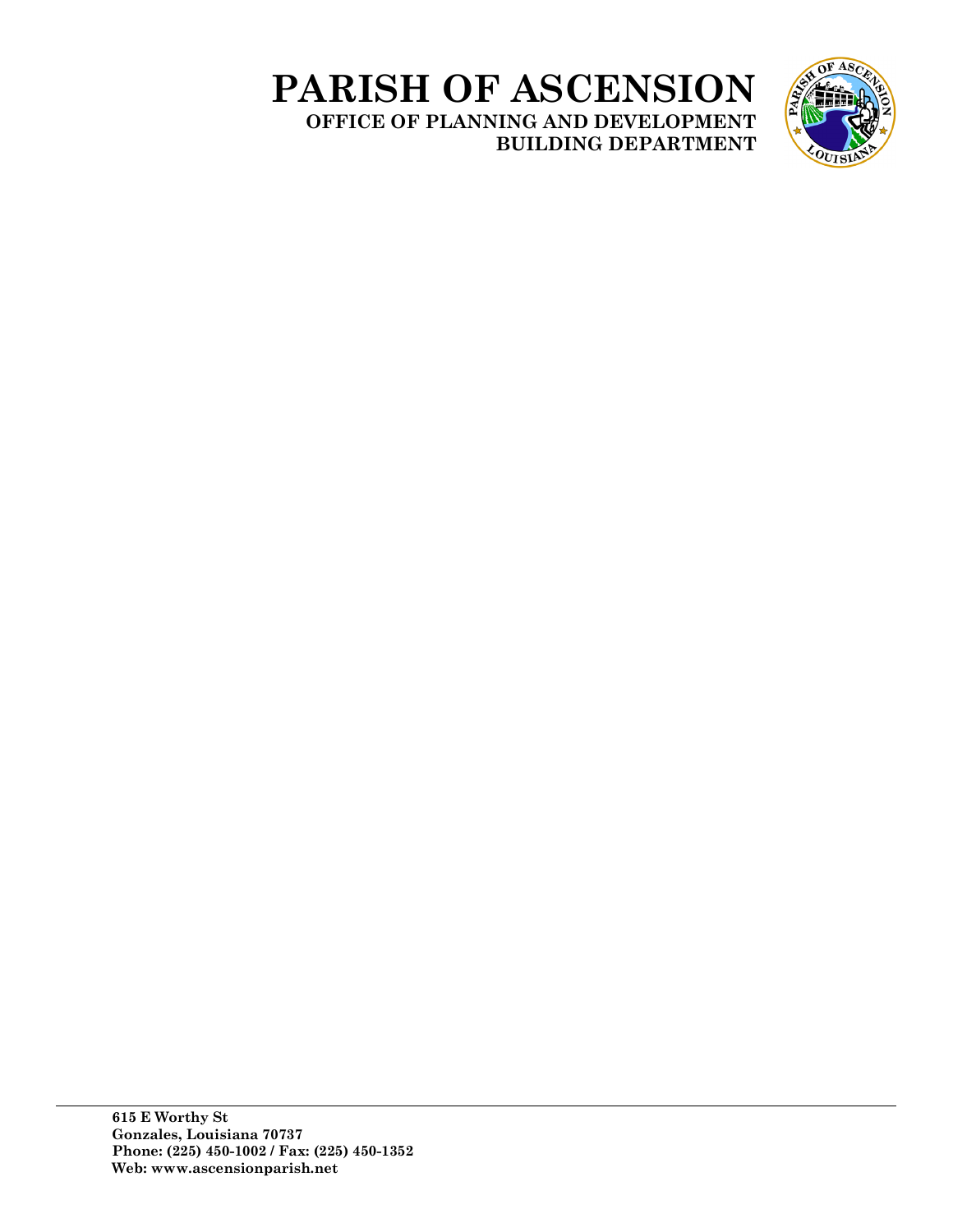# PARISH OF ASCENSION

**OFFICE OF PLANNING AND DEVELOPMENT**
**BUILDING DEPARTMENT**

**615 E Worthy St**
**Gonzales, Louisiana 70737**
**Phone: (225) 450-1002 / Fax: (225) 450-1352**
**Web: www.ascensionparish.net**